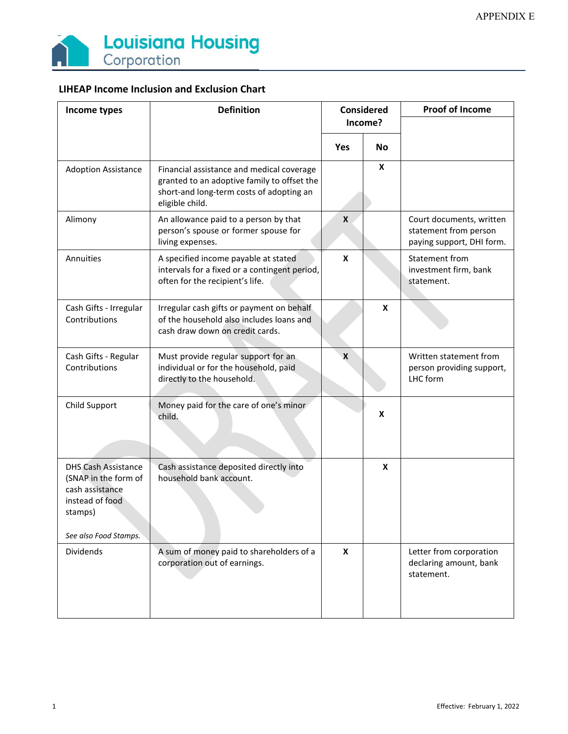APPENDIX E

Louisiana Housing Corporation

## LIHEAP Income Inclusion and Exclusion Chart

| Income types | Definition | Considered Income? | | Proof of Income |
|---|---|---|---|---|
| | | Yes | No | |
| Adoption Assistance | Financial assistance and medical coverage granted to an adoptive family to offset the short-and long-term costs of adopting an eligible child. | | X | |
| Alimony | An allowance paid to a person by that person's spouse or former spouse for living expenses. | X | | Court documents, written statement from person paying support, DHI form. |
| Annuities | A specified income payable at stated intervals for a fixed or a contingent period, often for the recipient's life. | X | | Statement from investment firm, bank statement. |
| Cash Gifts - Irregular Contributions | Irregular cash gifts or payment on behalf of the household also includes loans and cash draw down on credit cards. | | X | |
| Cash Gifts - Regular Contributions | Must provide regular support for an individual or for the household, paid directly to the household. | X | | Written statement from person providing support, LHC form |
| Child Support | Money paid for the care of one's minor child. | | X | |
| DHS Cash Assistance (SNAP in the form of cash assistance instead of food stamps)<br><br>*See also Food Stamps.* | Cash assistance deposited directly into household bank account. | | X | |
| Dividends | A sum of money paid to shareholders of a corporation out of earnings. | X | | Letter from corporation declaring amount, bank statement. |

Effective: February 1, 2022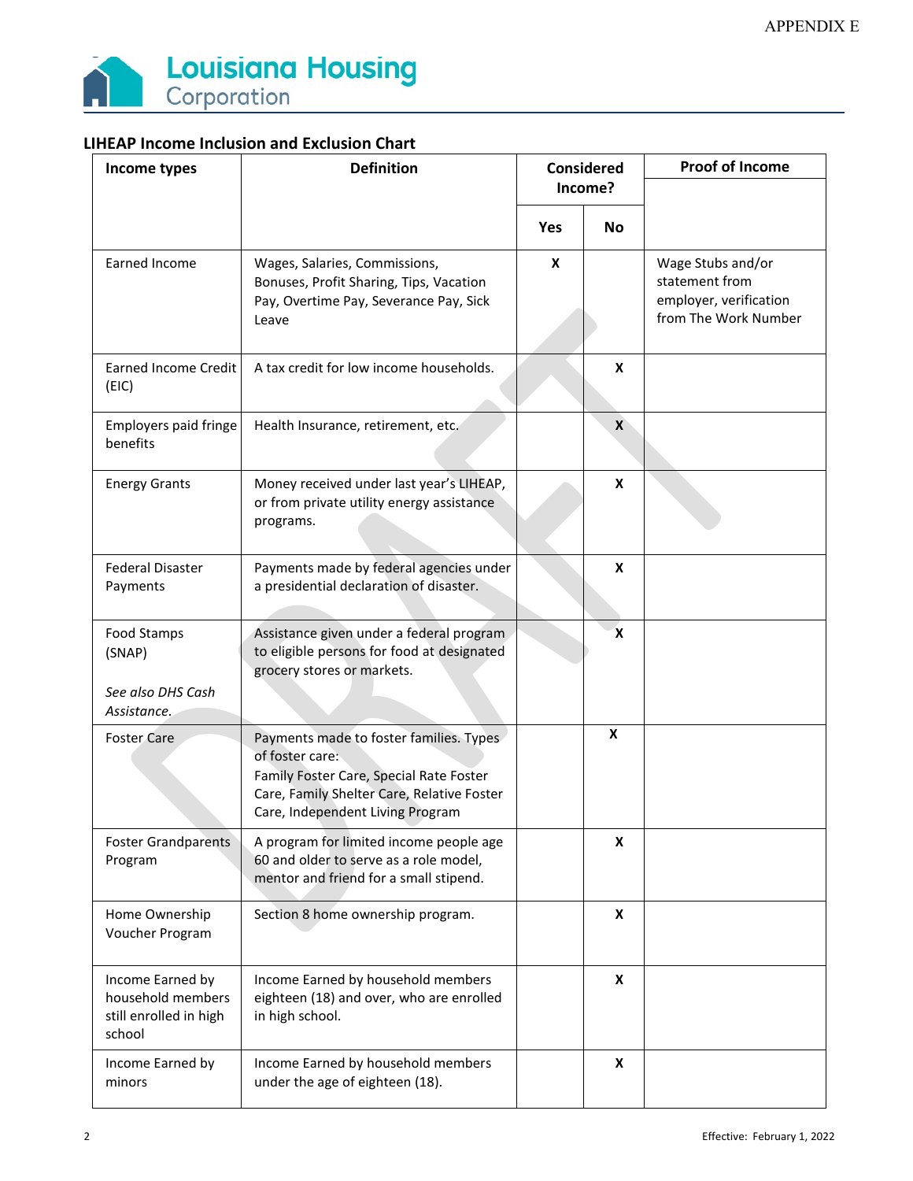## LIHEAP Income Inclusion and Exclusion Chart

| Income types | Definition | Considered Income? | | Proof of Income |
|---|---|---|---|---|
| | | Yes | No | |
| Earned Income | Wages, Salaries, Commissions, Bonuses, Profit Sharing, Tips, Vacation Pay, Overtime Pay, Severance Pay, Sick Leave | X | | Wage Stubs and/or statement from employer, verification from The Work Number |
| Earned Income Credit (EIC) | A tax credit for low income households. | | X | |
| Employers paid fringe benefits | Health Insurance, retirement, etc. | | X | |
| Energy Grants | Money received under last year's LIHEAP, or from private utility energy assistance programs. | | X | |
| Federal Disaster Payments | Payments made by federal agencies under a presidential declaration of disaster. | | X | |
| Food Stamps (SNAP)<br><br>*See also DHS Cash Assistance.* | Assistance given under a federal program to eligible persons for food at designated grocery stores or markets. | | X | |
| Foster Care | Payments made to foster families. Types of foster care:<br>Family Foster Care, Special Rate Foster Care, Family Shelter Care, Relative Foster Care, Independent Living Program | | X | |
| Foster Grandparents Program | A program for limited income people age 60 and older to serve as a role model, mentor and friend for a small stipend. | | X | |
| Home Ownership Voucher Program | Section 8 home ownership program. | | X | |
| Income Earned by household members still enrolled in high school | Income Earned by household members eighteen (18) and over, who are enrolled in high school. | | X | |
| Income Earned by minors | Income Earned by household members under the age of eighteen (18). | | X | |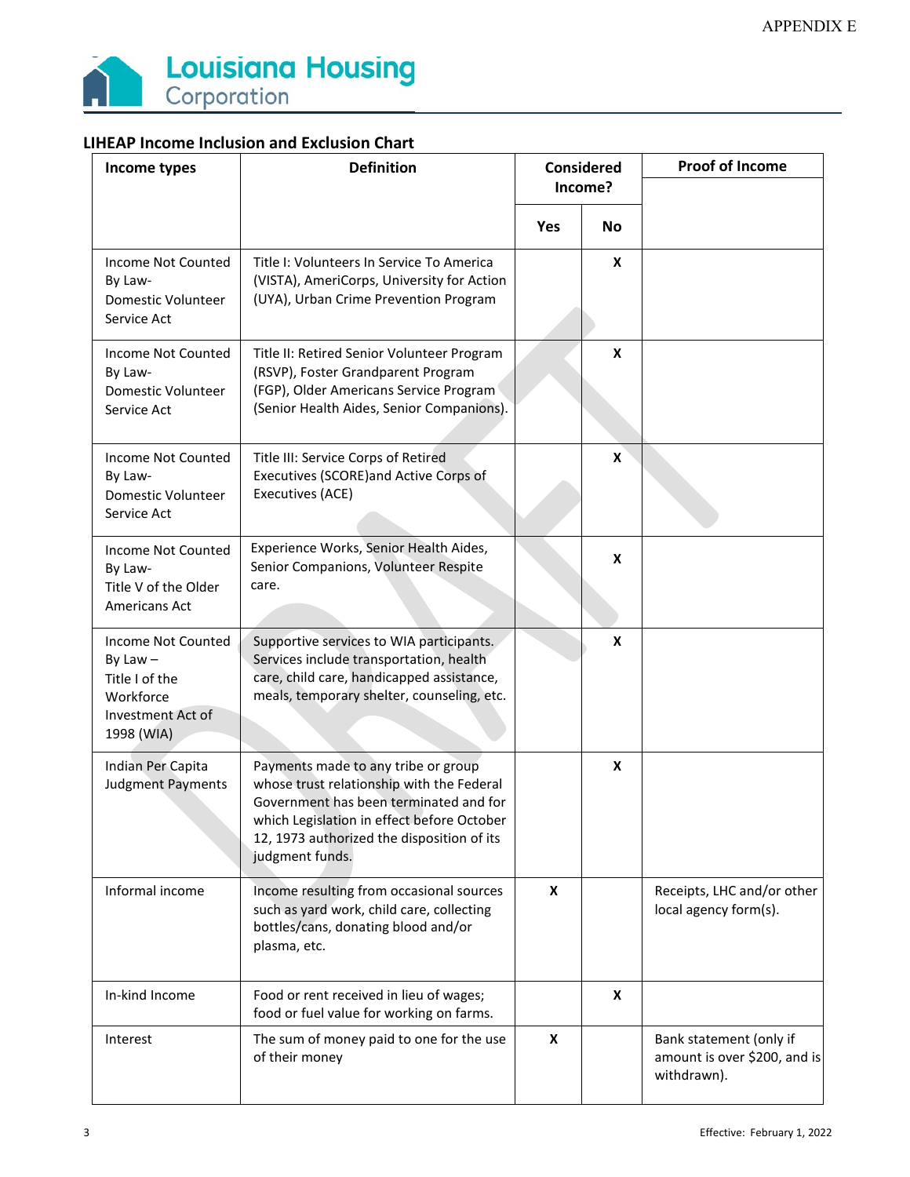APPENDIX E

Louisiana Housing Corporation

## LIHEAP Income Inclusion and Exclusion Chart

| Income types | Definition | Considered Income? | | Proof of Income |
|---|---|---|---|---|
| | | Yes | No | |
| Income Not Counted By Law- Domestic Volunteer Service Act | Title I: Volunteers In Service To America (VISTA), AmeriCorps, University for Action (UYA), Urban Crime Prevention Program | | X | |
| Income Not Counted By Law- Domestic Volunteer Service Act | Title II: Retired Senior Volunteer Program (RSVP), Foster Grandparent Program (FGP), Older Americans Service Program (Senior Health Aides, Senior Companions). | | X | |
| Income Not Counted By Law- Domestic Volunteer Service Act | Title III: Service Corps of Retired Executives (SCORE)and Active Corps of Executives (ACE) | | X | |
| Income Not Counted By Law- Title V of the Older Americans Act | Experience Works, Senior Health Aides, Senior Companions, Volunteer Respite care. | | X | |
| Income Not Counted By Law – Title I of the Workforce Investment Act of 1998 (WIA) | Supportive services to WIA participants. Services include transportation, health care, child care, handicapped assistance, meals, temporary shelter, counseling, etc. | | X | |
| Indian Per Capita Judgment Payments | Payments made to any tribe or group whose trust relationship with the Federal Government has been terminated and for which Legislation in effect before October 12, 1973 authorized the disposition of its judgment funds. | | X | |
| Informal income | Income resulting from occasional sources such as yard work, child care, collecting bottles/cans, donating blood and/or plasma, etc. | X | | Receipts, LHC and/or other local agency form(s). |
| In-kind Income | Food or rent received in lieu of wages; food or fuel value for working on farms. | | X | |
| Interest | The sum of money paid to one for the use of their money | X | | Bank statement (only if amount is over $200, and is withdrawn). |

Effective: February 1, 2022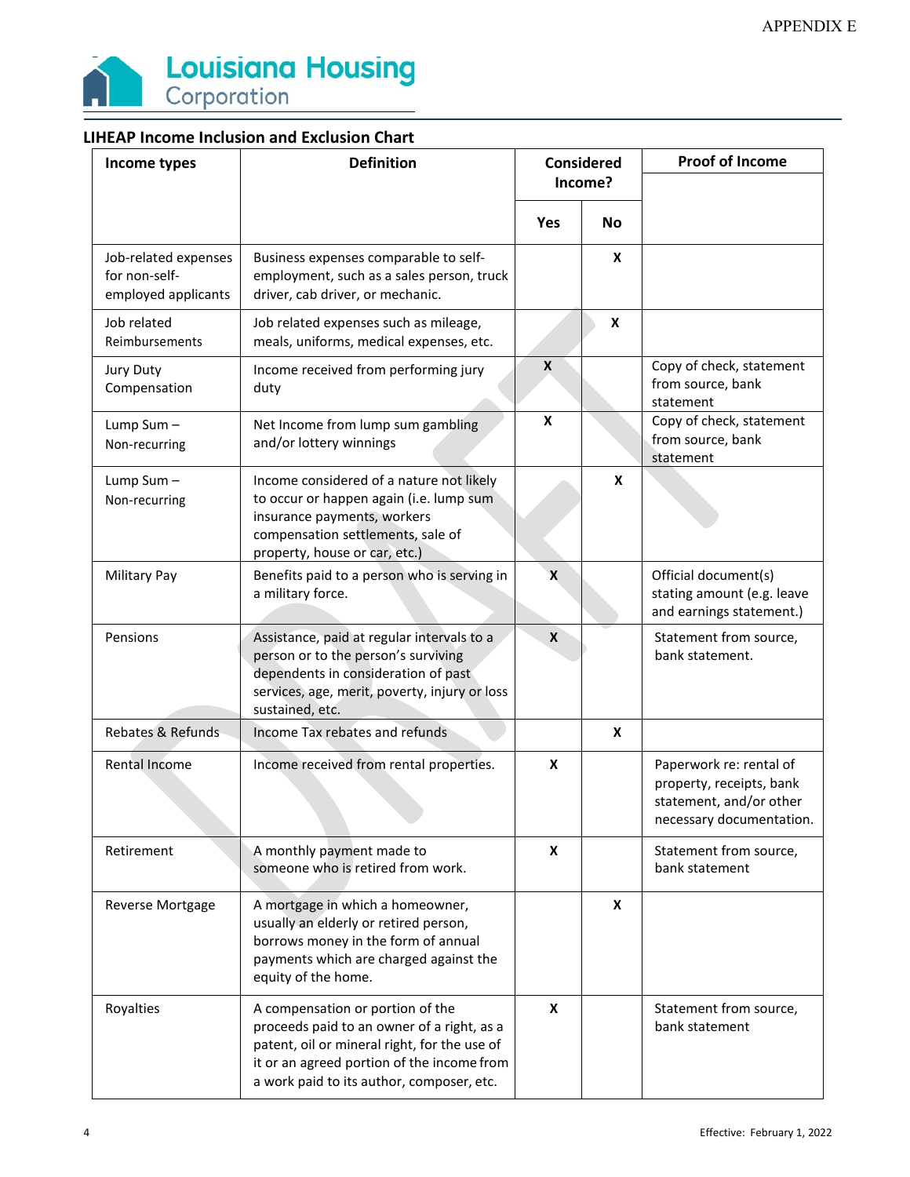APPENDIX E

Louisiana Housing Corporation

## LIHEAP Income Inclusion and Exclusion Chart

| Income types | Definition | Considered Income? | | Proof of Income |
|---|---|---|---|---|
| | | Yes | No | |
| Job-related expenses for non-self-employed applicants | Business expenses comparable to self-employment, such as a sales person, truck driver, cab driver, or mechanic. | | X | |
| Job related Reimbursements | Job related expenses such as mileage, meals, uniforms, medical expenses, etc. | | X | |
| Jury Duty Compensation | Income received from performing jury duty | X | | Copy of check, statement from source, bank statement |
| Lump Sum – Non-recurring | Net Income from lump sum gambling and/or lottery winnings | X | | Copy of check, statement from source, bank statement |
| Lump Sum – Non-recurring | Income considered of a nature not likely to occur or happen again (i.e. lump sum insurance payments, workers compensation settlements, sale of property, house or car, etc.) | | X | |
| Military Pay | Benefits paid to a person who is serving in a military force. | X | | Official document(s) stating amount (e.g. leave and earnings statement.) |
| Pensions | Assistance, paid at regular intervals to a person or to the person's surviving dependents in consideration of past services, age, merit, poverty, injury or loss sustained, etc. | X | | Statement from source, bank statement. |
| Rebates & Refunds | Income Tax rebates and refunds | | X | |
| Rental Income | Income received from rental properties. | X | | Paperwork re: rental of property, receipts, bank statement, and/or other necessary documentation. |
| Retirement | A monthly payment made to someone who is retired from work. | X | | Statement from source, bank statement |
| Reverse Mortgage | A mortgage in which a homeowner, usually an elderly or retired person, borrows money in the form of annual payments which are charged against the equity of the home. | | X | |
| Royalties | A compensation or portion of the proceeds paid to an owner of a right, as a patent, oil or mineral right, for the use of it or an agreed portion of the income from a work paid to its author, composer, etc. | X | | Statement from source, bank statement |

Effective: February 1, 2022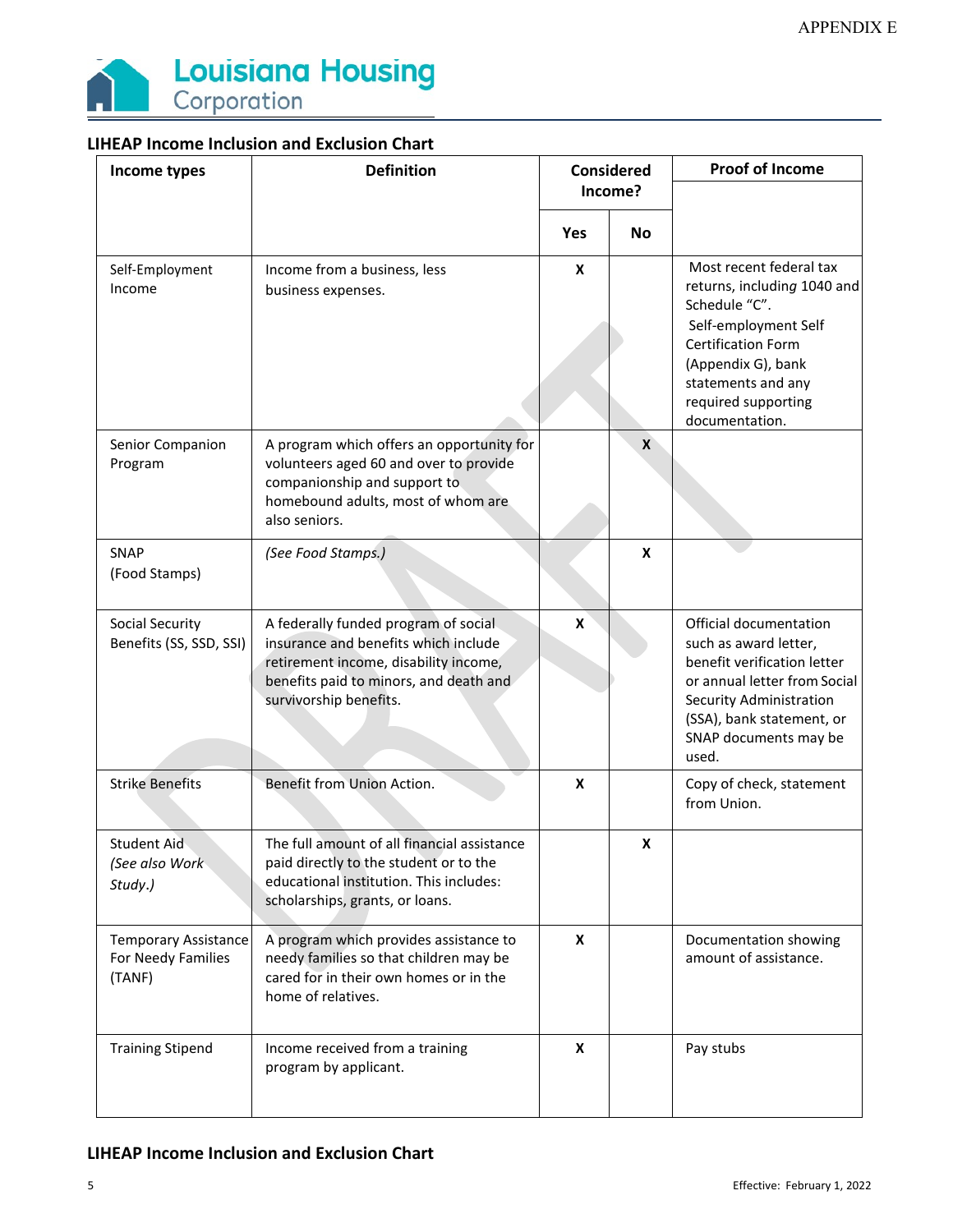## LIHEAP Income Inclusion and Exclusion Chart

| Income types | Definition | Considered Income? | | Proof of Income |
|---|---|---|---|---|
| | | Yes | No | |
| Self-Employment Income | Income from a business, less business expenses. | X | | Most recent federal tax returns, including 1040 and Schedule "C". Self-employment Self Certification Form (Appendix G), bank statements and any required supporting documentation. |
| Senior Companion Program | A program which offers an opportunity for volunteers aged 60 and over to provide companionship and support to homebound adults, most of whom are also seniors. | | X | |
| SNAP (Food Stamps) | *(See Food Stamps.)* | | X | |
| Social Security Benefits (SS, SSD, SSI) | A federally funded program of social insurance and benefits which include retirement income, disability income, benefits paid to minors, and death and survivorship benefits. | X | | Official documentation such as award letter, benefit verification letter or annual letter from Social Security Administration (SSA), bank statement, or SNAP documents may be used. |
| Strike Benefits | Benefit from Union Action. | X | | Copy of check, statement from Union. |
| Student Aid *(See also Work Study.)* | The full amount of all financial assistance paid directly to the student or to the educational institution. This includes: scholarships, grants, or loans. | | X | |
| Temporary Assistance For Needy Families (TANF) | A program which provides assistance to needy families so that children may be cared for in their own homes or in the home of relatives. | X | | Documentation showing amount of assistance. |
| Training Stipend | Income received from a training program by applicant. | X | | Pay stubs |

## LIHEAP Income Inclusion and Exclusion Chart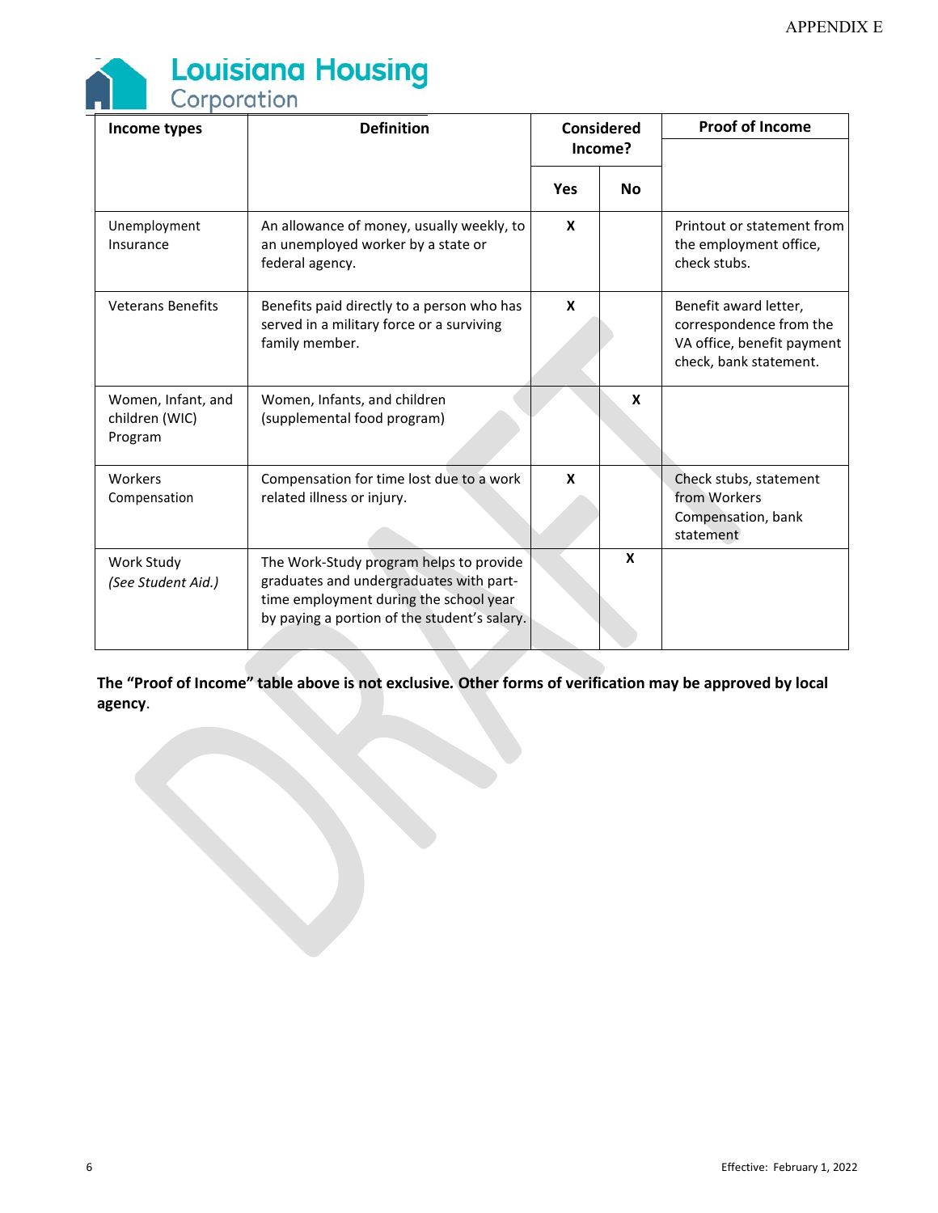| Income types | Definition | Considered Income? | | Proof of Income |
|---|---|---|---|---|
| | | Yes | No | |
| Unemployment Insurance | An allowance of money, usually weekly, to an unemployed worker by a state or federal agency. | X | | Printout or statement from the employment office, check stubs. |
| Veterans Benefits | Benefits paid directly to a person who has served in a military force or a surviving family member. | X | | Benefit award letter, correspondence from the VA office, benefit payment check, bank statement. |
| Women, Infant, and children (WIC) Program | Women, Infants, and children (supplemental food program) | | X | |
| Workers Compensation | Compensation for time lost due to a work related illness or injury. | X | | Check stubs, statement from Workers Compensation, bank statement |
| Work Study *(See Student Aid.)* | The Work-Study program helps to provide graduates and undergraduates with part-time employment during the school year by paying a portion of the student's salary. | | X | |

**The "Proof of Income" table above is not exclusive. Other forms of verification may be approved by local agency**.